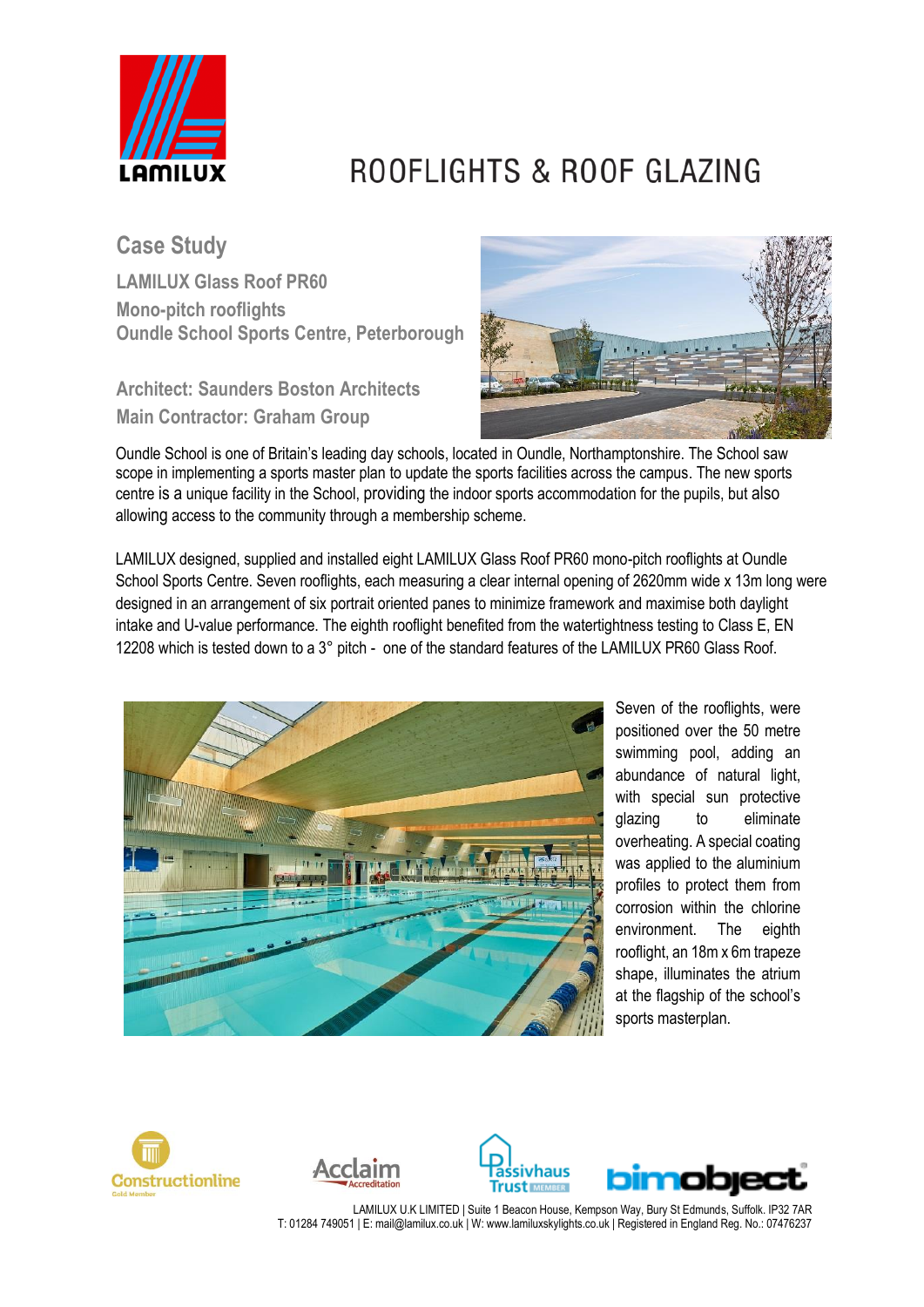# ROOFLIGHTS & ROOF GLAZING

## Case Study

**LAMILUX Glass Roof PR60**
**Mono-pitch rooflights**
**Oundle School Sports Centre, Peterborough**

**Architect: Saunders Boston Architects**
**Main Contractor: Graham Group**

Oundle School is one of Britain's leading day schools, located in Oundle, Northamptonshire. The School saw scope in implementing a sports master plan to update the sports facilities across the campus. The new sports centre is a unique facility in the School, providing the indoor sports accommodation for the pupils, but also allowing access to the community through a membership scheme.

LAMILUX designed, supplied and installed eight LAMILUX Glass Roof PR60 mono-pitch rooflights at Oundle School Sports Centre. Seven rooflights, each measuring a clear internal opening of 2620mm wide x 13m long were designed in an arrangement of six portrait oriented panes to minimize framework and maximise both daylight intake and U-value performance. The eighth rooflight benefited from the watertightness testing to Class E, EN 12208 which is tested down to a 3° pitch - one of the standard features of the LAMILUX PR60 Glass Roof.

Seven of the rooflights, were positioned over the 50 metre swimming pool, adding an abundance of natural light, with special sun protective glazing to eliminate overheating. A special coating was applied to the aluminium profiles to protect them from corrosion within the chlorine environment. The eighth rooflight, an 18m x 6m trapeze shape, illuminates the atrium at the flagship of the school's sports masterplan.

LAMILUX U.K LIMITED | Suite 1 Beacon House, Kempson Way, Bury St Edmunds, Suffolk. IP32 7AR
T: 01284 749051 | E: mail@lamilux.co.uk | W: www.lamiluxskylights.co.uk | Registered in England Reg. No.: 07476237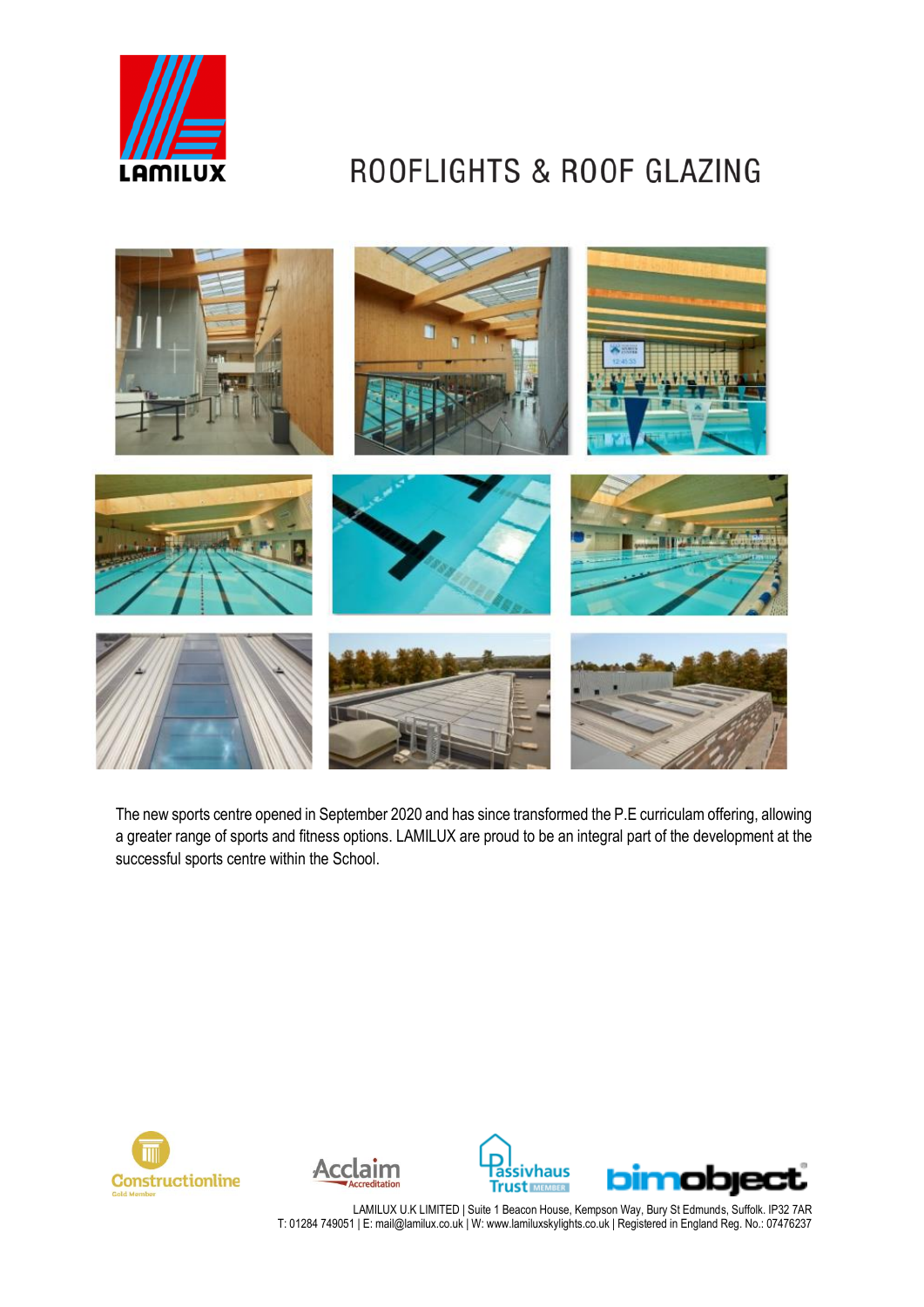# ROOFLIGHTS & ROOF GLAZING

The new sports centre opened in September 2020 and has since transformed the P.E curriculam offering, allowing a greater range of sports and fitness options. LAMILUX are proud to be an integral part of the development at the successful sports centre within the School.

LAMILUX U.K LIMITED | Suite 1 Beacon House, Kempson Way, Bury St Edmunds, Suffolk. IP32 7AR
T: 01284 749051 | E: mail@lamilux.co.uk | W: www.lamiluxskylights.co.uk | Registered in England Reg. No.: 07476237